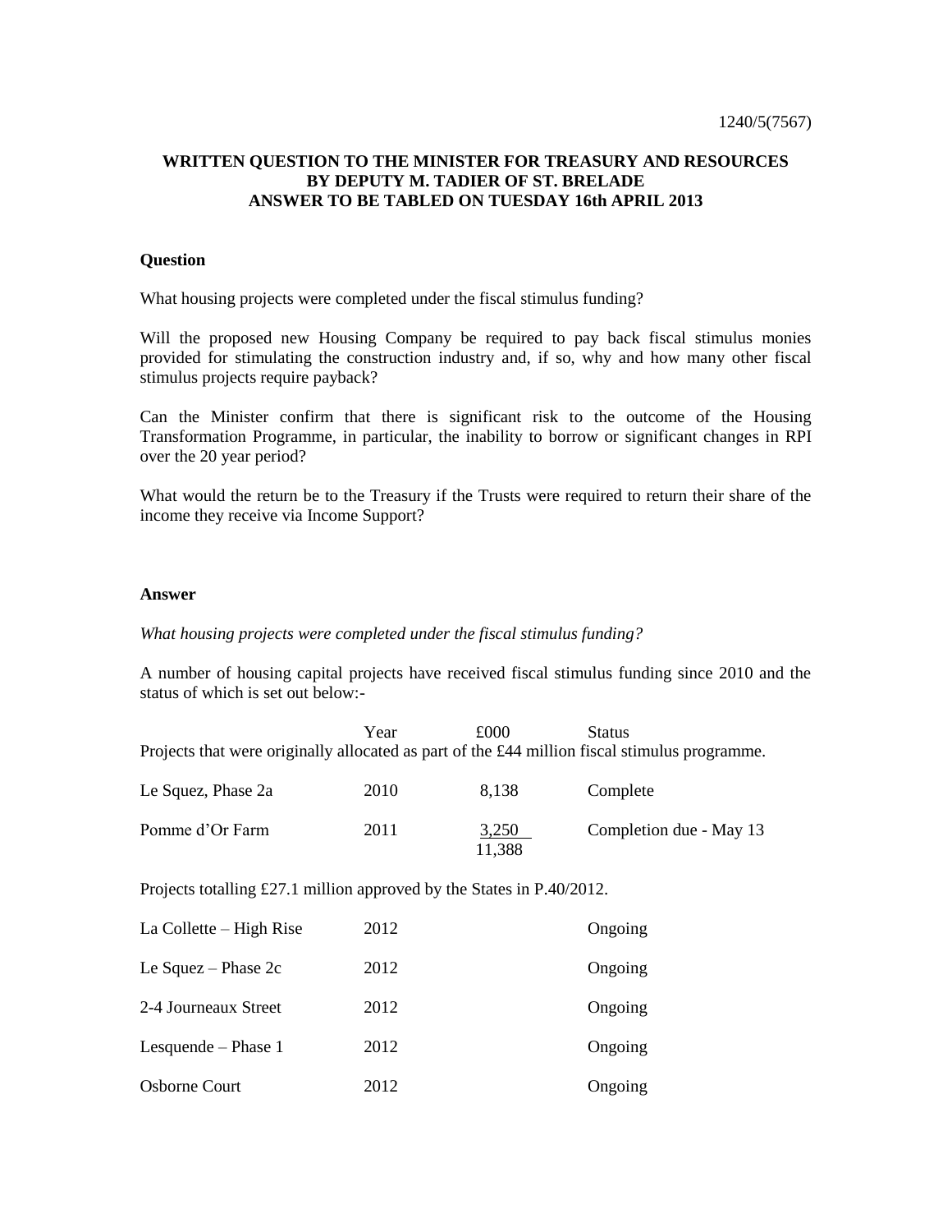1240/5(7567)

**WRITTEN QUESTION TO THE MINISTER FOR TREASURY AND RESOURCES BY DEPUTY M. TADIER OF ST. BRELADE ANSWER TO BE TABLED ON TUESDAY 16th APRIL 2013**

**Question**

What housing projects were completed under the fiscal stimulus funding?

Will the proposed new Housing Company be required to pay back fiscal stimulus monies provided for stimulating the construction industry and, if so, why and how many other fiscal stimulus projects require payback?

Can the Minister confirm that there is significant risk to the outcome of the Housing Transformation Programme, in particular, the inability to borrow or significant changes in RPI over the 20 year period?

What would the return be to the Treasury if the Trusts were required to return their share of the income they receive via Income Support?

**Answer**

*What housing projects were completed under the fiscal stimulus funding?*

A number of housing capital projects have received fiscal stimulus funding since 2010 and the status of which is set out below:-

| | Year | £000 | Status |
|---|---|---|---|
| Projects that were originally allocated as part of the £44 million fiscal stimulus programme. | | | |
| Le Squez, Phase 2a | 2010 | 8,138 | Complete |
| Pomme d'Or Farm | 2011 | 3,250 | Completion due - May 13 |
| | | 11,388 | |

Projects totalling £27.1 million approved by the States in P.40/2012.

| | Year | £000 | Status |
|---|---|---|---|
| La Collette – High Rise | 2012 | | Ongoing |
| Le Squez – Phase 2c | 2012 | | Ongoing |
| 2-4 Journeaux Street | 2012 | | Ongoing |
| Lesquende – Phase 1 | 2012 | | Ongoing |
| Osborne Court | 2012 | | Ongoing |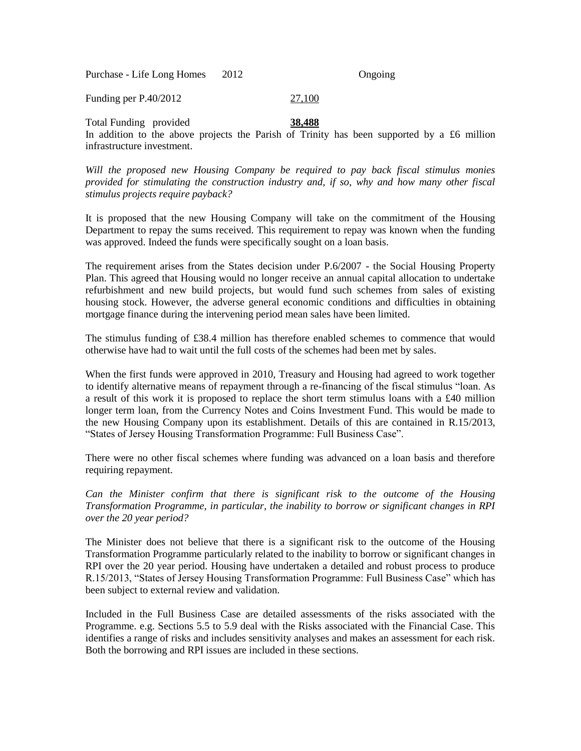| | | | |
|---|---|---|---|
| Purchase - Life Long Homes | 2012 | | Ongoing |
| Funding per P.40/2012 | | 27,100 | |
| Total Funding provided | | **38,488** | |

In addition to the above projects the Parish of Trinity has been supported by a £6 million infrastructure investment.

*Will the proposed new Housing Company be required to pay back fiscal stimulus monies provided for stimulating the construction industry and, if so, why and how many other fiscal stimulus projects require payback?*

It is proposed that the new Housing Company will take on the commitment of the Housing Department to repay the sums received. This requirement to repay was known when the funding was approved. Indeed the funds were specifically sought on a loan basis.

The requirement arises from the States decision under P.6/2007 - the Social Housing Property Plan. This agreed that Housing would no longer receive an annual capital allocation to undertake refurbishment and new build projects, but would fund such schemes from sales of existing housing stock. However, the adverse general economic conditions and difficulties in obtaining mortgage finance during the intervening period mean sales have been limited.

The stimulus funding of £38.4 million has therefore enabled schemes to commence that would otherwise have had to wait until the full costs of the schemes had been met by sales.

When the first funds were approved in 2010, Treasury and Housing had agreed to work together to identify alternative means of repayment through a re-financing of the fiscal stimulus "loan. As a result of this work it is proposed to replace the short term stimulus loans with a £40 million longer term loan, from the Currency Notes and Coins Investment Fund. This would be made to the new Housing Company upon its establishment. Details of this are contained in R.15/2013, "States of Jersey Housing Transformation Programme: Full Business Case".

There were no other fiscal schemes where funding was advanced on a loan basis and therefore requiring repayment.

*Can the Minister confirm that there is significant risk to the outcome of the Housing Transformation Programme, in particular, the inability to borrow or significant changes in RPI over the 20 year period?*

The Minister does not believe that there is a significant risk to the outcome of the Housing Transformation Programme particularly related to the inability to borrow or significant changes in RPI over the 20 year period. Housing have undertaken a detailed and robust process to produce R.15/2013, "States of Jersey Housing Transformation Programme: Full Business Case" which has been subject to external review and validation.

Included in the Full Business Case are detailed assessments of the risks associated with the Programme. e.g. Sections 5.5 to 5.9 deal with the Risks associated with the Financial Case. This identifies a range of risks and includes sensitivity analyses and makes an assessment for each risk. Both the borrowing and RPI issues are included in these sections.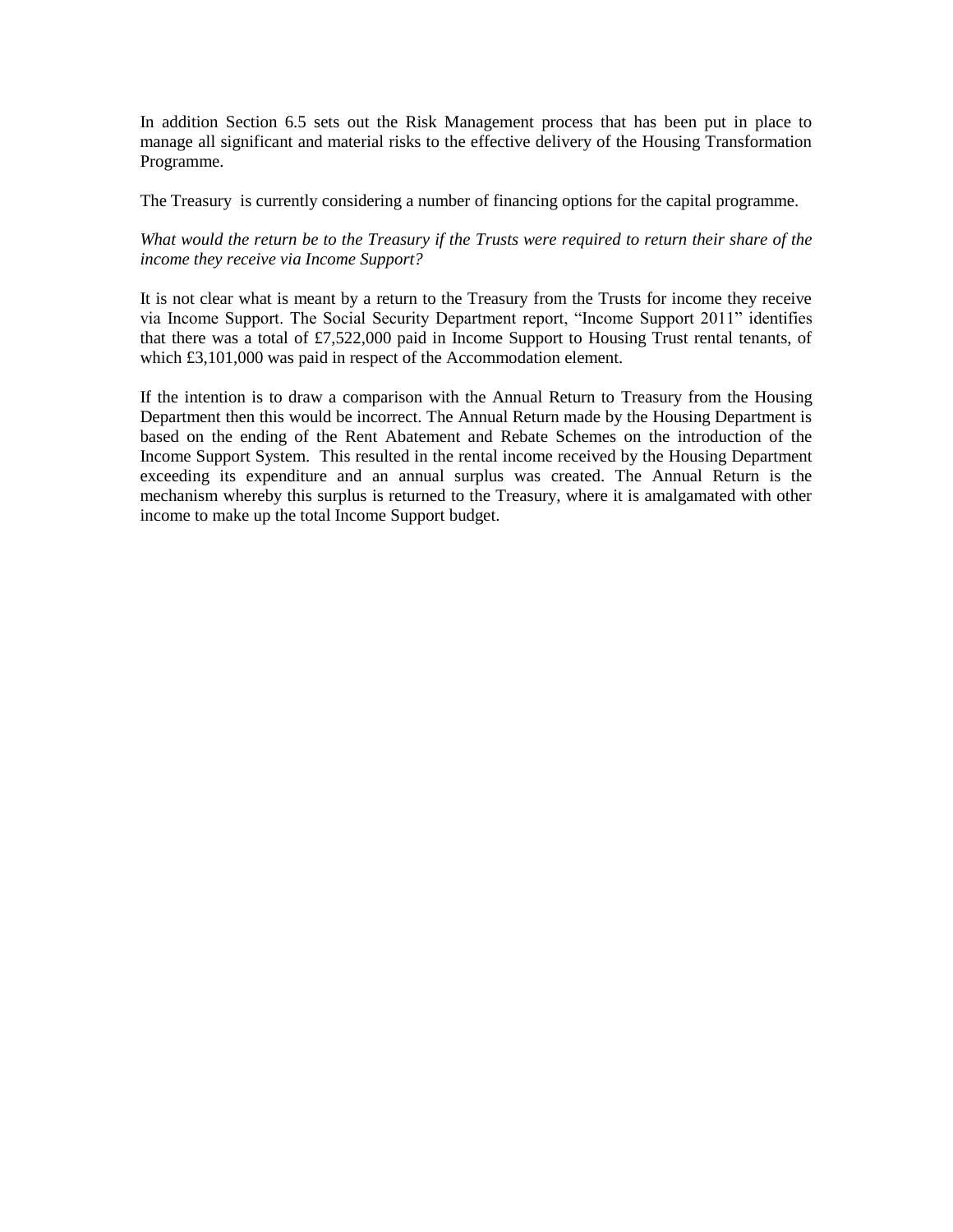In addition Section 6.5 sets out the Risk Management process that has been put in place to manage all significant and material risks to the effective delivery of the Housing Transformation Programme.

The Treasury is currently considering a number of financing options for the capital programme.

*What would the return be to the Treasury if the Trusts were required to return their share of the income they receive via Income Support?*

It is not clear what is meant by a return to the Treasury from the Trusts for income they receive via Income Support. The Social Security Department report, "Income Support 2011" identifies that there was a total of £7,522,000 paid in Income Support to Housing Trust rental tenants, of which £3,101,000 was paid in respect of the Accommodation element.

If the intention is to draw a comparison with the Annual Return to Treasury from the Housing Department then this would be incorrect. The Annual Return made by the Housing Department is based on the ending of the Rent Abatement and Rebate Schemes on the introduction of the Income Support System. This resulted in the rental income received by the Housing Department exceeding its expenditure and an annual surplus was created. The Annual Return is the mechanism whereby this surplus is returned to the Treasury, where it is amalgamated with other income to make up the total Income Support budget.